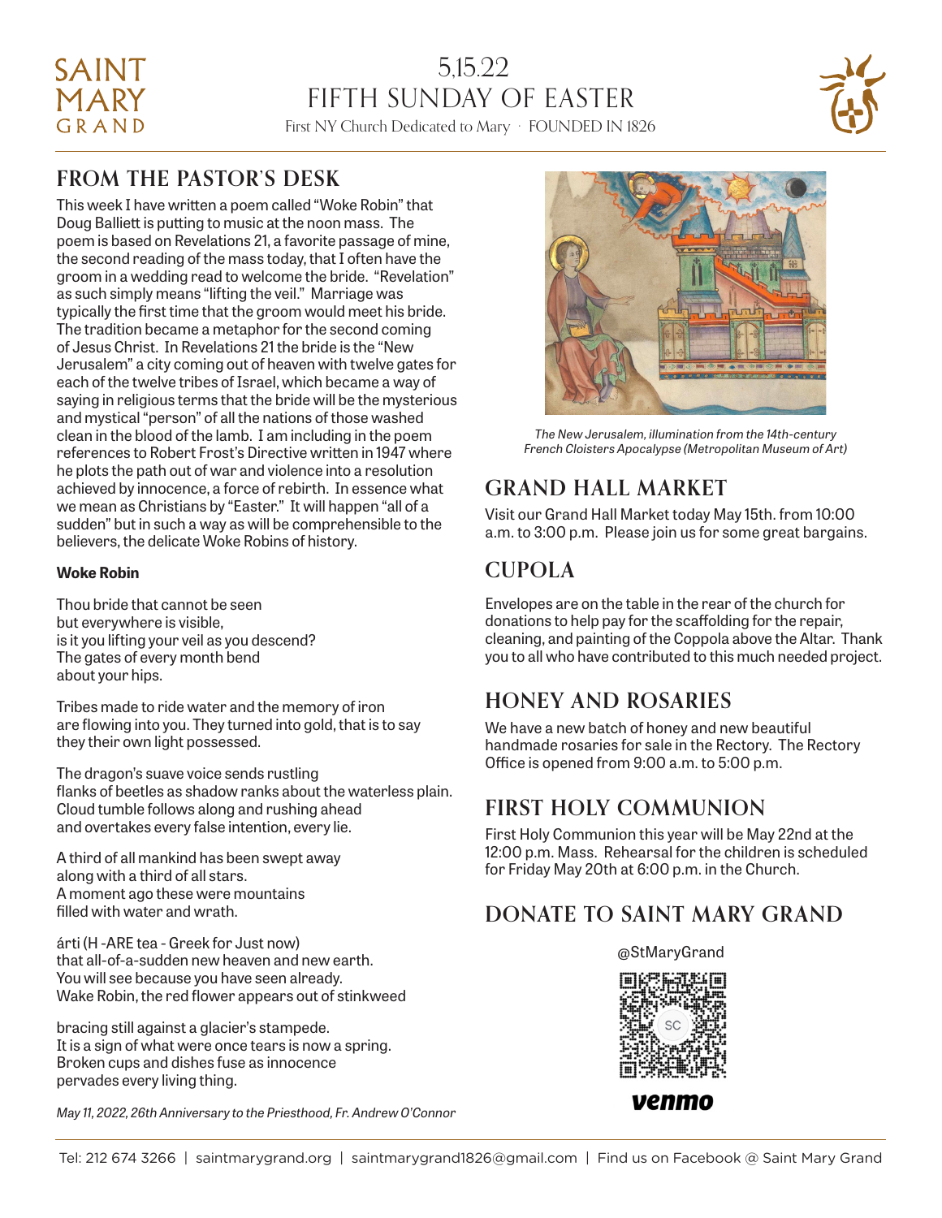# SAINT MARY GRAND

## 5.15.22
## FIFTH SUNDAY OF EASTER

First NY Church Dedicated to Mary · FOUNDED IN 1826

## FROM THE PASTOR'S DESK

This week I have written a poem called "Woke Robin" that Doug Balliett is putting to music at the noon mass. The poem is based on Revelations 21, a favorite passage of mine, the second reading of the mass today, that I often have the groom in a wedding read to welcome the bride. "Revelation" as such simply means "lifting the veil." Marriage was typically the first time that the groom would meet his bride. The tradition became a metaphor for the second coming of Jesus Christ. In Revelations 21 the bride is the "New Jerusalem" a city coming out of heaven with twelve gates for each of the twelve tribes of Israel, which became a way of saying in religious terms that the bride will be the mysterious and mystical "person" of all the nations of those washed clean in the blood of the lamb. I am including in the poem references to Robert Frost's Directive written in 1947 where he plots the path out of war and violence into a resolution achieved by innocence, a force of rebirth. In essence what we mean as Christians by "Easter." It will happen "all of a sudden" but in such a way as will be comprehensible to the believers, the delicate Woke Robins of history.

**Woke Robin**

Thou bride that cannot be seen
but everywhere is visible,
is it you lifting your veil as you descend?
The gates of every month bend
about your hips.

Tribes made to ride water and the memory of iron
are flowing into you. They turned into gold, that is to say
they their own light possessed.

The dragon's suave voice sends rustling
flanks of beetles as shadow ranks about the waterless plain.
Cloud tumble follows along and rushing ahead
and overtakes every false intention, every lie.

A third of all mankind has been swept away
along with a third of all stars.
A moment ago these were mountains
filled with water and wrath.

árti (H -ARE tea - Greek for Just now)
that all-of-a-sudden new heaven and new earth.
You will see because you have seen already.
Wake Robin, the red flower appears out of stinkweed

bracing still against a glacier's stampede.
It is a sign of what were once tears is now a spring.
Broken cups and dishes fuse as innocence
pervades every living thing.

*May 11, 2022, 26th Anniversary to the Priesthood, Fr. Andrew O'Connor*

*The New Jerusalem, illumination from the 14th-century French Cloisters Apocalypse (Metropolitan Museum of Art)*

## GRAND HALL MARKET

Visit our Grand Hall Market today May 15th. from 10:00 a.m. to 3:00 p.m. Please join us for some great bargains.

## CUPOLA

Envelopes are on the table in the rear of the church for donations to help pay for the scaffolding for the repair, cleaning, and painting of the Coppola above the Altar. Thank you to all who have contributed to this much needed project.

## HONEY AND ROSARIES

We have a new batch of honey and new beautiful handmade rosaries for sale in the Rectory. The Rectory Office is opened from 9:00 a.m. to 5:00 p.m.

## FIRST HOLY COMMUNION

First Holy Communion this year will be May 22nd at the 12:00 p.m. Mass. Rehearsal for the children is scheduled for Friday May 20th at 6:00 p.m. in the Church.

## DONATE TO SAINT MARY GRAND

@StMaryGrand

venmo

Tel: 212 674 3266 | saintmarygrand.org | saintmarygrand1826@gmail.com | Find us on Facebook @ Saint Mary Grand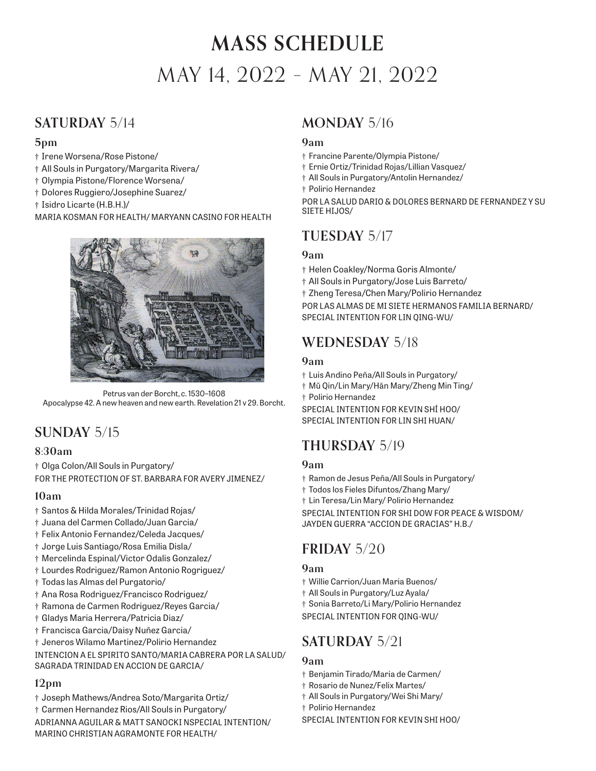# MASS SCHEDULE

## MAY 14, 2022 - MAY 21, 2022

## SATURDAY 5/14

### 5pm

† Irene Worsena/Rose Pistone/
† All Souls in Purgatory/Margarita Rivera/
† Olympia Pistone/Florence Worsena/
† Dolores Ruggiero/Josephine Suarez/
† Isidro Licarte (H.B.H.)/
MARIA KOSMAN FOR HEALTH/ MARYANN CASINO FOR HEALTH

Petrus van der Borcht, c. 1530–1608
Apocalypse 42. A new heaven and new earth. Revelation 21 v 29. Borcht.

## SUNDAY 5/15

### 8:30am

† Olga Colon/All Souls in Purgatory/
FOR THE PROTECTION OF ST. BARBARA FOR AVERY JIMENEZ/

### 10am

† Santos & Hilda Morales/Trinidad Rojas/
† Juana del Carmen Collado/Juan Garcia/
† Felix Antonio Fernandez/Celeda Jacques/
† Jorge Luis Santiago/Rosa Emilia Disla/
† Mercelinda Espinal/Victor Odalis Gonzalez/
† Lourdes Rodriguez/Ramon Antonio Rogriguez/
† Todas las Almas del Purgatorio/
† Ana Rosa Rodriguez/Francisco Rodriguez/
† Ramona de Carmen Rodriguez/Reyes Garcia/
† Gladys Maria Herrera/Patricia Diaz/
† Francisca Garcia/Daisy Nuñez Garcia/
† Jeneros Wilamo Martinez/Polirio Hernandez
INTENCION A EL SPIRITO SANTO/MARIA CABRERA POR LA SALUD/ SAGRADA TRINIDAD EN ACCION DE GARCIA/

### 12pm

† Joseph Mathews/Andrea Soto/Margarita Ortiz/
† Carmen Hernandez Rios/All Souls in Purgatory/
ADRIANNA AGUILAR & MATT SANOCKI NSPECIAL INTENTION/ MARINO CHRISTIAN AGRAMONTE FOR HEALTH/

## MONDAY 5/16

### 9am

† Francine Parente/Olympia Pistone/
† Ernie Ortiz/Trinidad Rojas/Lillian Vasquez/
† All Souls in Purgatory/Antolin Hernandez/
† Polirio Hernandez
POR LA SALUD DARIO & DOLORES BERNARD DE FERNANDEZ Y SU SIETE HIJOS/

## TUESDAY 5/17

### 9am

† Helen Coakley/Norma Goris Almonte/
† All Souls in Purgatory/Jose Luis Barreto/
† Zheng Teresa/Chen Mary/Polirio Hernandez
POR LAS ALMAS DE MI SIETE HERMANOS FAMILIA BERNARD/ SPECIAL INTENTION FOR LIN QING-WU/

## WEDNESDAY 5/18

### 9am

† Luis Andino Peña/All Souls in Purgatory/
† Mǔ Qin/Lin Mary/Hān Mary/Zheng Min Ting/
† Polirio Hernandez
SPECIAL INTENTION FOR KEVIN SHÍ HOO/
SPECIAL INTENTION FOR LIN SHI HUAN/

## THURSDAY 5/19

### 9am

† Ramon de Jesus Peña/All Souls in Purgatory/
† Todos los Fieles Difuntos/Zhang Mary/
† Lin Teresa/Lin Mary/ Polirio Hernandez
SPECIAL INTENTION FOR SHI DOW FOR PEACE & WISDOM/ JAYDEN GUERRA "ACCION DE GRACIAS" H.B./

## FRIDAY 5/20

### 9am

† Willie Carrion/Juan Maria Buenos/
† All Souls in Purgatory/Luz Ayala/
† Sonia Barreto/Li Mary/Polirio Hernandez
SPECIAL INTENTION FOR QING-WU/

## SATURDAY 5/21

### 9am

† Benjamin Tirado/Maria de Carmen/
† Rosario de Nunez/Felix Martes/
† All Souls in Purgatory/Wei Shi Mary/
† Polirio Hernandez
SPECIAL INTENTION FOR KEVIN SHI HOO/